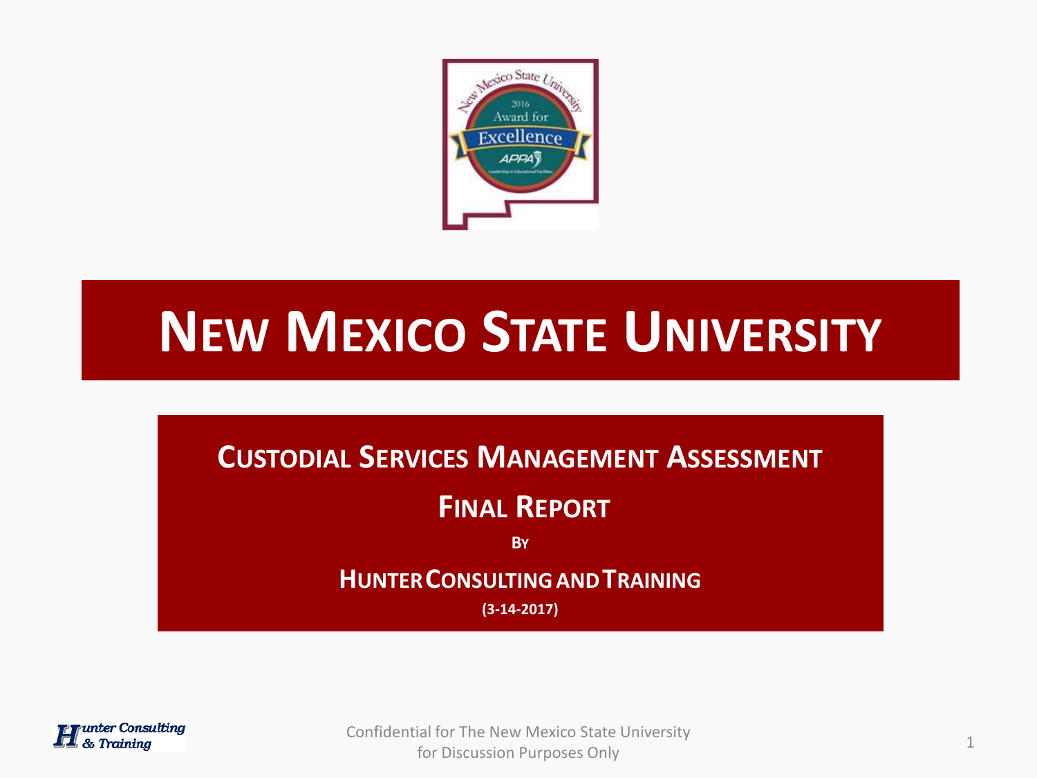# NEW MEXICO STATE UNIVERSITY

## CUSTODIAL SERVICES MANAGEMENT ASSESSMENT

## FINAL REPORT

**BY**

**HUNTER CONSULTING AND TRAINING**

**(3-14-2017)**

Confidential for The New Mexico State University for Discussion Purposes Only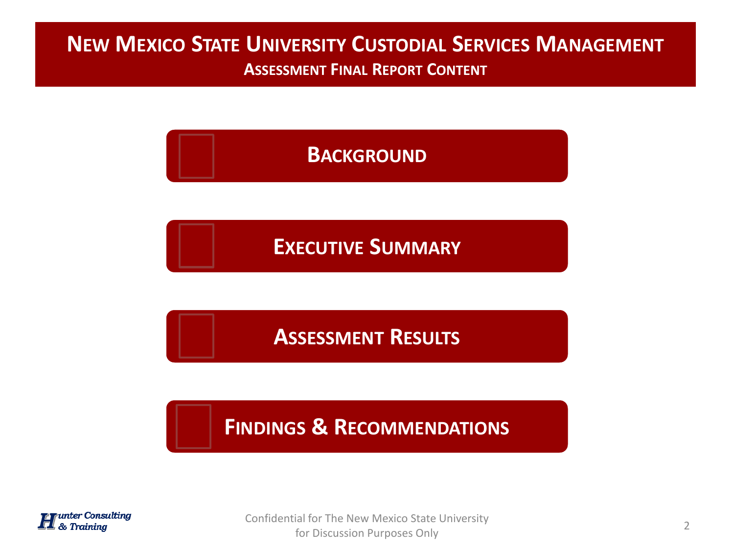# New Mexico State University Custodial Services Management

## Assessment Final Report Content

- **Background**
- **Executive Summary**
- **Assessment Results**
- **Findings & Recommendations**

Confidential for The New Mexico State University for Discussion Purposes Only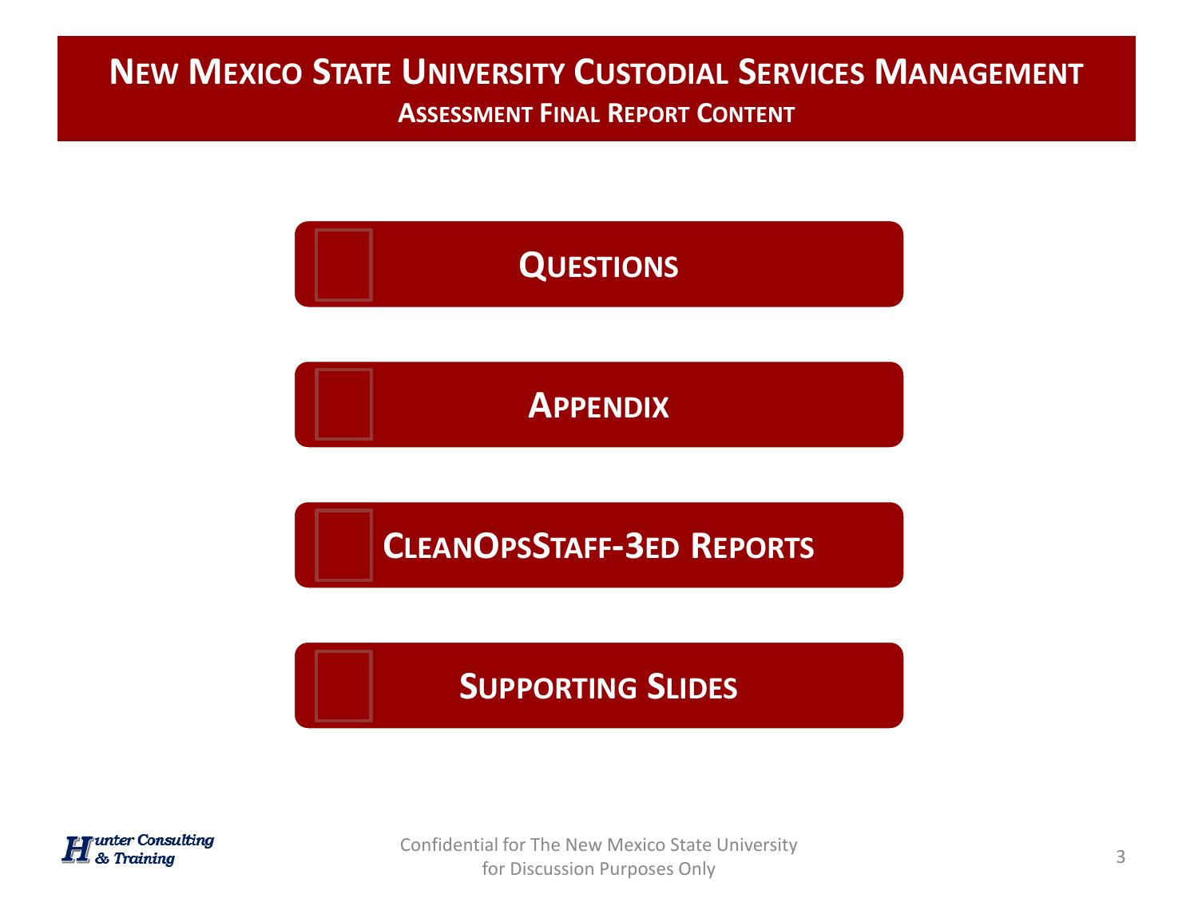# New Mexico State University Custodial Services Management

## Assessment Final Report Content

- **Questions**
- **Appendix**
- **CleanOpsStaff-3ed Reports**
- **Supporting Slides**

Confidential for The New Mexico State University
for Discussion Purposes Only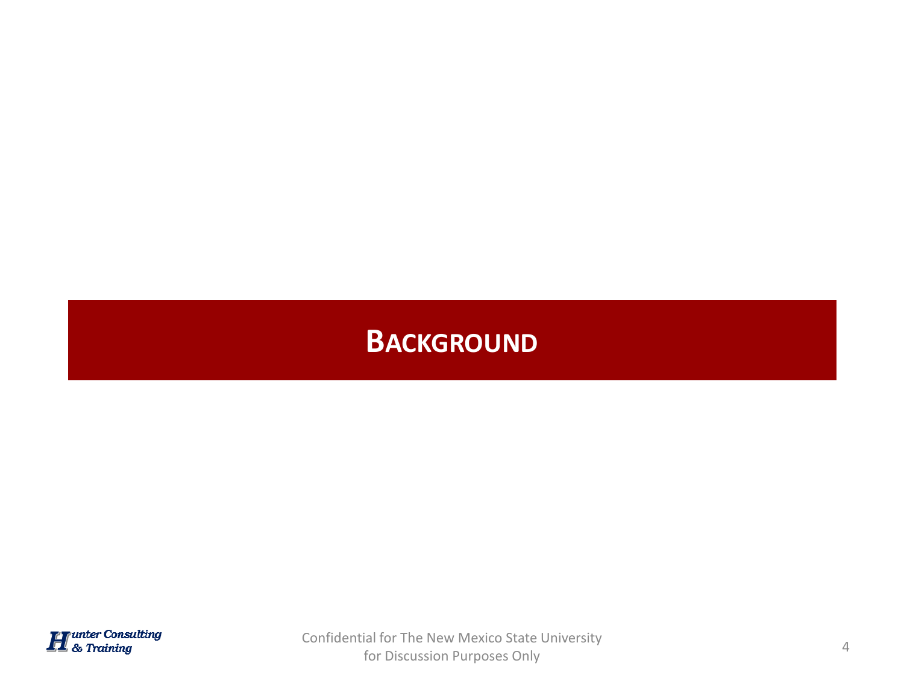# Background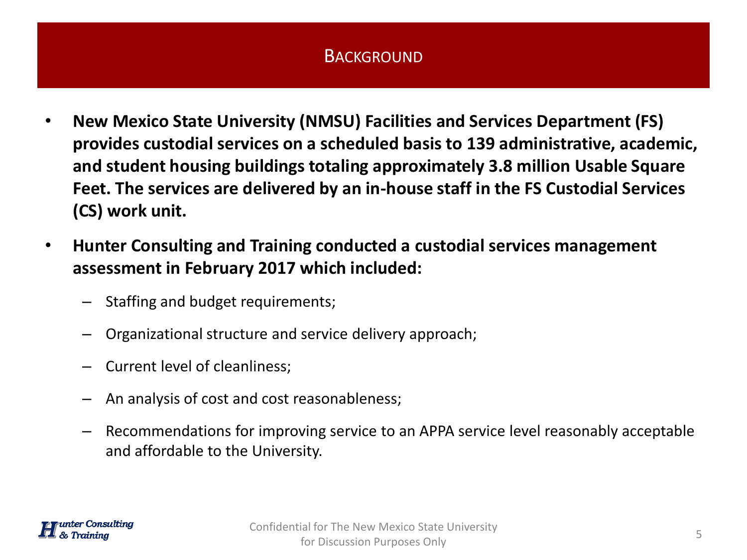# Background

- **New Mexico State University (NMSU) Facilities and Services Department (FS) provides custodial services on a scheduled basis to 139 administrative, academic, and student housing buildings totaling approximately 3.8 million Usable Square Feet. The services are delivered by an in-house staff in the FS Custodial Services (CS) work unit.**
- **Hunter Consulting and Training conducted a custodial services management assessment in February 2017 which included:**
  - Staffing and budget requirements;
  - Organizational structure and service delivery approach;
  - Current level of cleanliness;
  - An analysis of cost and cost reasonableness;
  - Recommendations for improving service to an APPA service level reasonably acceptable and affordable to the University.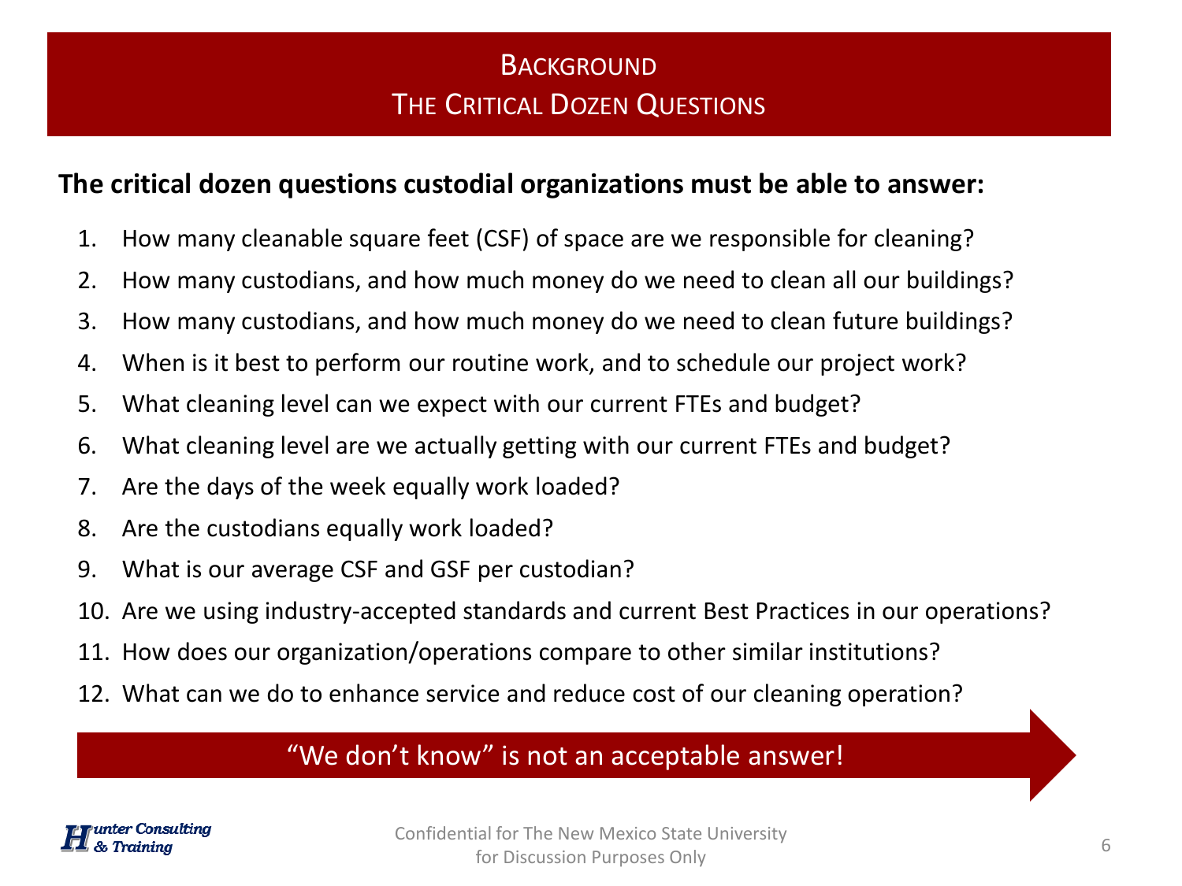# Background

## The Critical Dozen Questions

**The critical dozen questions custodial organizations must be able to answer:**

1. How many cleanable square feet (CSF) of space are we responsible for cleaning?
2. How many custodians, and how much money do we need to clean all our buildings?
3. How many custodians, and how much money do we need to clean future buildings?
4. When is it best to perform our routine work, and to schedule our project work?
5. What cleaning level can we expect with our current FTEs and budget?
6. What cleaning level are we actually getting with our current FTEs and budget?
7. Are the days of the week equally work loaded?
8. Are the custodians equally work loaded?
9. What is our average CSF and GSF per custodian?
10. Are we using industry-accepted standards and current Best Practices in our operations?
11. How does our organization/operations compare to other similar institutions?
12. What can we do to enhance service and reduce cost of our cleaning operation?

"We don't know" is not an acceptable answer!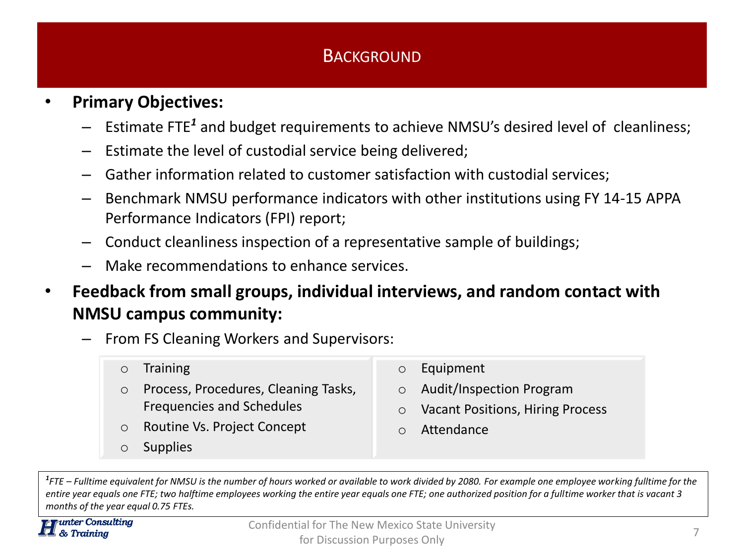# Background

- **Primary Objectives:**
  - Estimate FTE[1] and budget requirements to achieve NMSU's desired level of cleanliness;
  - Estimate the level of custodial service being delivered;
  - Gather information related to customer satisfaction with custodial services;
  - Benchmark NMSU performance indicators with other institutions using FY 14-15 APPA Performance Indicators (FPI) report;
  - Conduct cleanliness inspection of a representative sample of buildings;
  - Make recommendations to enhance services.
- **Feedback from small groups, individual interviews, and random contact with NMSU campus community:**
  - From FS Cleaning Workers and Supervisors:
    - Training
    - Process, Procedures, Cleaning Tasks, Frequencies and Schedules
    - Routine Vs. Project Concept
    - Supplies
    - Equipment
    - Audit/Inspection Program
    - Vacant Positions, Hiring Process
    - Attendance

*[1] FTE – Fulltime equivalent for NMSU is the number of hours worked or available to work divided by 2080. For example one employee working fulltime for the entire year equals one FTE; two halftime employees working the entire year equals one FTE; one authorized position for a fulltime worker that is vacant 3 months of the year equal 0.75 FTEs.*

Hunter Consulting & Training

Confidential for The New Mexico State University for Discussion Purposes Only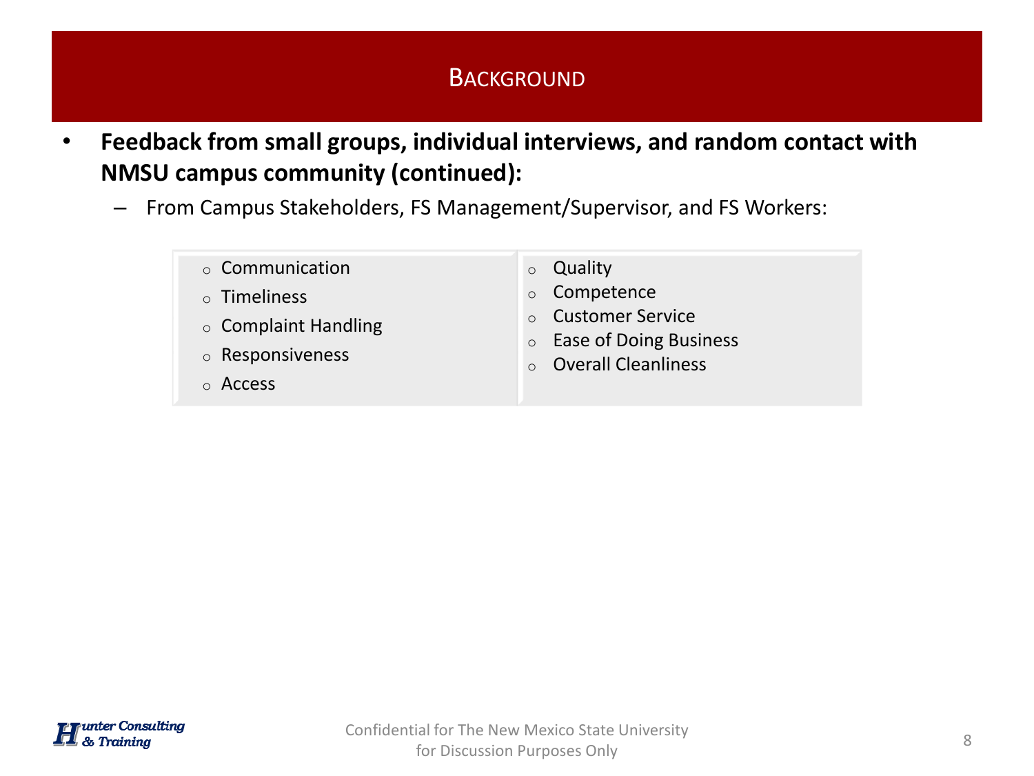# BACKGROUND

- **Feedback from small groups, individual interviews, and random contact with NMSU campus community (continued):**
  - From Campus Stakeholders, FS Management/Supervisor, and FS Workers:

| | |
|---|---|
| ○ Communication | ○ Quality |
| ○ Timeliness | ○ Competence |
| ○ Complaint Handling | ○ Customer Service |
| ○ Responsiveness | ○ Ease of Doing Business |
| ○ Access | ○ Overall Cleanliness |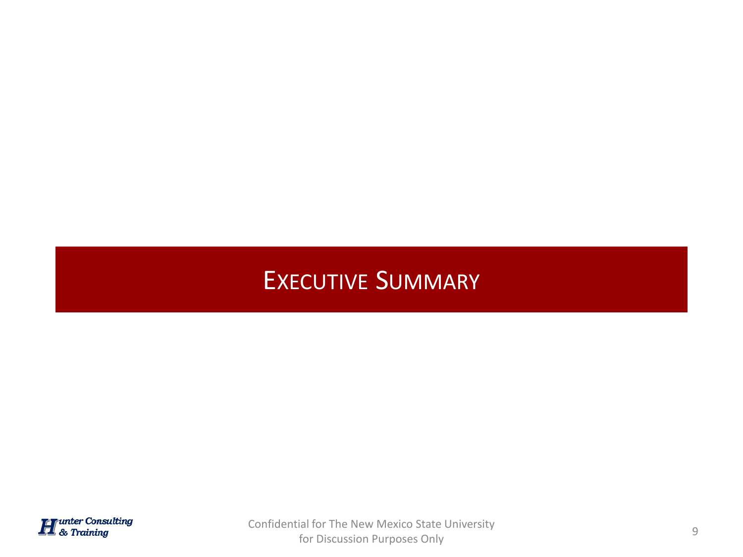# Executive Summary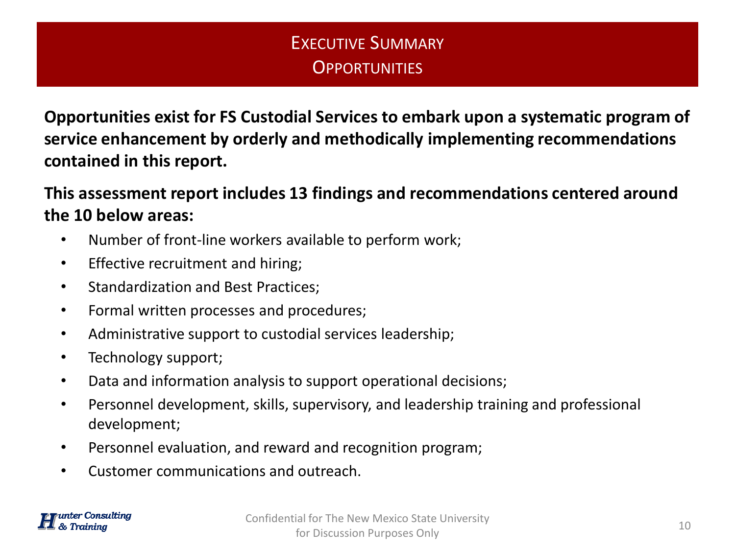# Executive Summary
## Opportunities

**Opportunities exist for FS Custodial Services to embark upon a systematic program of service enhancement by orderly and methodically implementing recommendations contained in this report.**

**This assessment report includes 13 findings and recommendations centered around the 10 below areas:**

- Number of front-line workers available to perform work;
- Effective recruitment and hiring;
- Standardization and Best Practices;
- Formal written processes and procedures;
- Administrative support to custodial services leadership;
- Technology support;
- Data and information analysis to support operational decisions;
- Personnel development, skills, supervisory, and leadership training and professional development;
- Personnel evaluation, and reward and recognition program;
- Customer communications and outreach.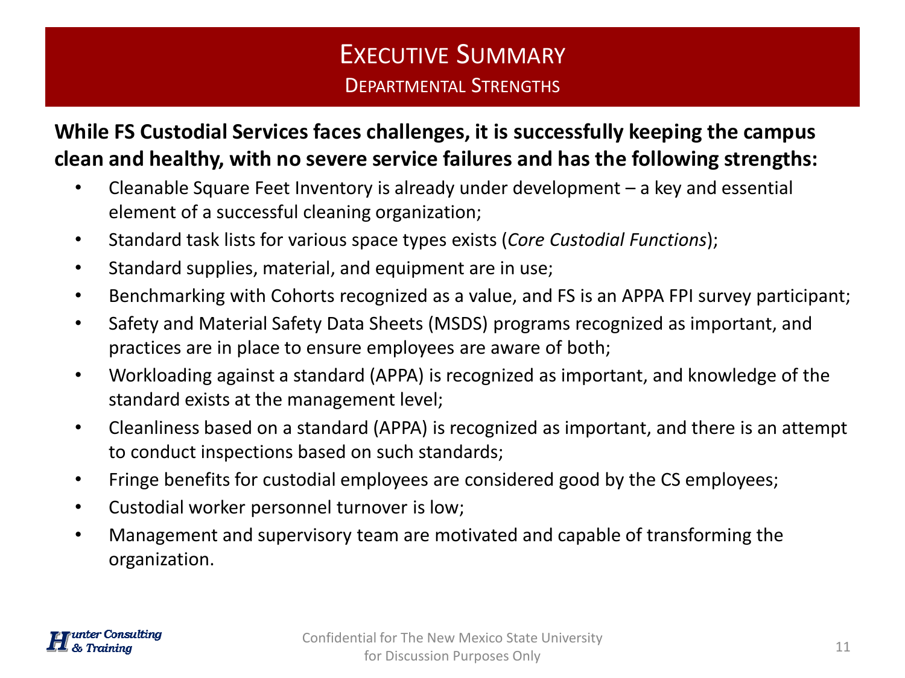# Executive Summary

## Departmental Strengths

**While FS Custodial Services faces challenges, it is successfully keeping the campus clean and healthy, with no severe service failures and has the following strengths:**

- Cleanable Square Feet Inventory is already under development – a key and essential element of a successful cleaning organization;
- Standard task lists for various space types exists (*Core Custodial Functions*);
- Standard supplies, material, and equipment are in use;
- Benchmarking with Cohorts recognized as a value, and FS is an APPA FPI survey participant;
- Safety and Material Safety Data Sheets (MSDS) programs recognized as important, and practices are in place to ensure employees are aware of both;
- Workloading against a standard (APPA) is recognized as important, and knowledge of the standard exists at the management level;
- Cleanliness based on a standard (APPA) is recognized as important, and there is an attempt to conduct inspections based on such standards;
- Fringe benefits for custodial employees are considered good by the CS employees;
- Custodial worker personnel turnover is low;
- Management and supervisory team are motivated and capable of transforming the organization.

Hunter Consulting & Training

Confidential for The New Mexico State University for Discussion Purposes Only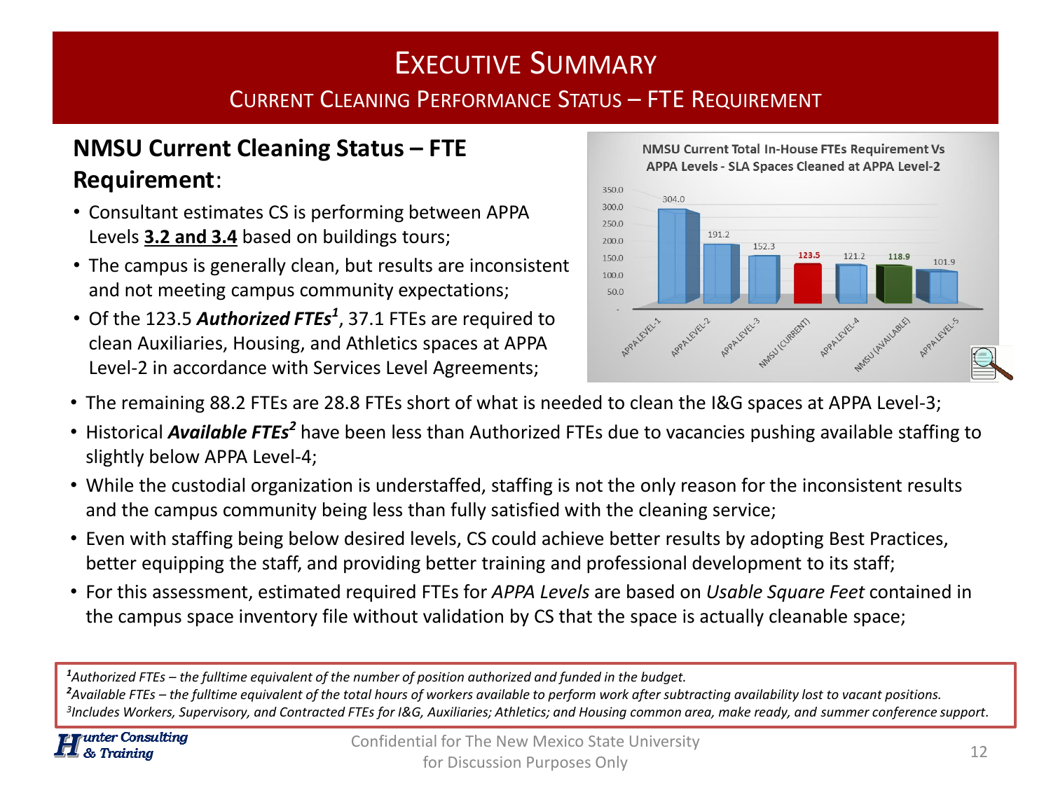# Executive Summary

## Current Cleaning Performance Status – FTE Requirement

### NMSU Current Cleaning Status – FTE Requirement:

- Consultant estimates CS is performing between APPA Levels **3.2 and 3.4** based on buildings tours;
- The campus is generally clean, but results are inconsistent and not meeting campus community expectations;
- Of the 123.5 ***Authorized FTEs***[1], 37.1 FTEs are required to clean Auxiliaries, Housing, and Athletics spaces at APPA Level-2 in accordance with Services Level Agreements;

**NMSU Current Total In-House FTEs Requirement Vs APPA Levels - SLA Spaces Cleaned at APPA Level-2**

| Category | FTEs |
|---|---|
| APPA LEVEL-1 | 304.0 |
| APPA LEVEL-2 | 191.2 |
| APPA LEVEL-3 | 152.3 |
| NMSU (CURRENT) | 123.5 |
| APPA LEVEL-4 | 121.2 |
| NMSU (AVAILABLE) | 118.9 |
| APPA LEVEL-5 | 101.9 |

- The remaining 88.2 FTEs are 28.8 FTEs short of what is needed to clean the I&G spaces at APPA Level-3;
- Historical ***Available FTEs***[2] have been less than Authorized FTEs due to vacancies pushing available staffing to slightly below APPA Level-4;
- While the custodial organization is understaffed, staffing is not the only reason for the inconsistent results and the campus community being less than fully satisfied with the cleaning service;
- Even with staffing being below desired levels, CS could achieve better results by adopting Best Practices, better equipping the staff, and providing better training and professional development to its staff;
- For this assessment, estimated required FTEs for *APPA Levels* are based on *Usable Square Feet* contained in the campus space inventory file without validation by CS that the space is actually cleanable space;

*[1]Authorized FTEs – the fulltime equivalent of the number of position authorized and funded in the budget.*
*[2]Available FTEs – the fulltime equivalent of the total hours of workers available to perform work after subtracting availability lost to vacant positions.*
*[3]Includes Workers, Supervisory, and Contracted FTEs for I&G, Auxiliaries; Athletics; and Housing common area, make ready, and summer conference support.*

Confidential for The New Mexico State University for Discussion Purposes Only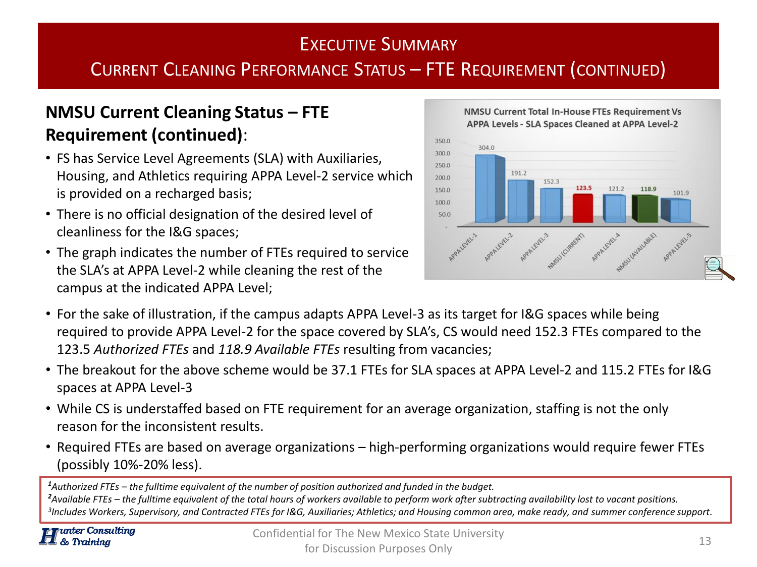# Executive Summary

## Current Cleaning Performance Status – FTE Requirement (continued)

### NMSU Current Cleaning Status – FTE Requirement (continued):

- FS has Service Level Agreements (SLA) with Auxiliaries, Housing, and Athletics requiring APPA Level-2 service which is provided on a recharged basis;
- There is no official designation of the desired level of cleanliness for the I&G spaces;
- The graph indicates the number of FTEs required to service the SLA's at APPA Level-2 while cleaning the rest of the campus at the indicated APPA Level;

**NMSU Current Total In-House FTEs Requirement Vs APPA Levels - SLA Spaces Cleaned at APPA Level-2**

| Category | FTEs |
|---|---|
| APPA LEVEL-1 | 304.0 |
| APPA LEVEL-2 | 191.2 |
| APPA LEVEL-3 | 152.3 |
| NMSU (CURRENT) | 123.5 |
| APPA LEVEL-4 | 121.2 |
| NMSU (AVAILABLE) | 118.9 |
| APPA LEVEL-5 | 101.9 |

- For the sake of illustration, if the campus adapts APPA Level-3 as its target for I&G spaces while being required to provide APPA Level-2 for the space covered by SLA's, CS would need 152.3 FTEs compared to the 123.5 *Authorized FTEs* and *118.9 Available FTEs* resulting from vacancies;
- The breakout for the above scheme would be 37.1 FTEs for SLA spaces at APPA Level-2 and 115.2 FTEs for I&G spaces at APPA Level-3
- While CS is understaffed based on FTE requirement for an average organization, staffing is not the only reason for the inconsistent results.
- Required FTEs are based on average organizations – high-performing organizations would require fewer FTEs (possibly 10%-20% less).

[1] *Authorized FTEs – the fulltime equivalent of the number of position authorized and funded in the budget.*
[2] *Available FTEs – the fulltime equivalent of the total hours of workers available to perform work after subtracting availability lost to vacant positions.*
[3] *Includes Workers, Supervisory, and Contracted FTEs for I&G, Auxiliaries; Athletics; and Housing common area, make ready, and summer conference support.*

Hunter Consulting & Training

Confidential for The New Mexico State University for Discussion Purposes Only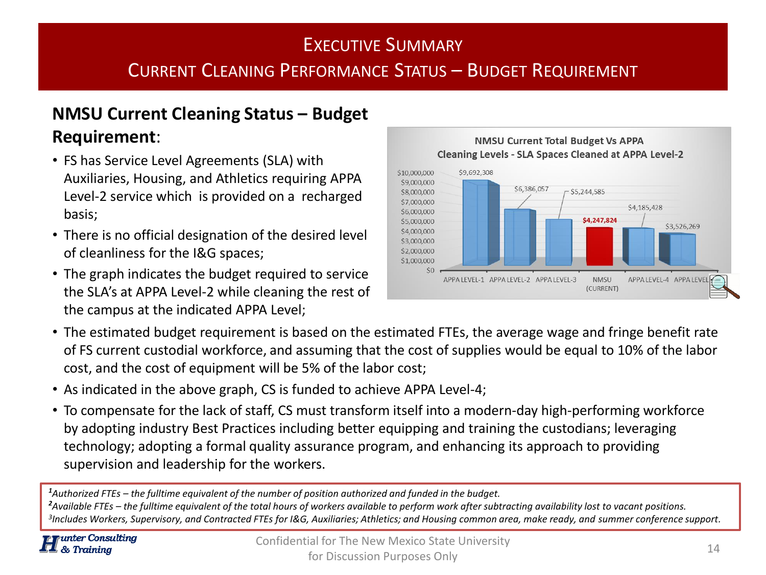# Executive Summary

## Current Cleaning Performance Status – Budget Requirement

### NMSU Current Cleaning Status – Budget Requirement:

- FS has Service Level Agreements (SLA) with Auxiliaries, Housing, and Athletics requiring APPA Level-2 service which is provided on a recharged basis;
- There is no official designation of the desired level of cleanliness for the I&G spaces;
- The graph indicates the budget required to service the SLA's at APPA Level-2 while cleaning the rest of the campus at the indicated APPA Level;

**NMSU Current Total Budget Vs APPA Cleaning Levels - SLA Spaces Cleaned at APPA Level-2**

| Level | Budget |
|---|---|
| APPA LEVEL-1 | $9,692,308 |
| APPA LEVEL-2 | $6,386,057 |
| APPA LEVEL-3 | $5,244,585 |
| NMSU (CURRENT) | $4,247,824 |
| APPA LEVEL-4 | $4,185,428 |
| APPA LEVEL-5 | $3,526,269 |

- The estimated budget requirement is based on the estimated FTEs, the average wage and fringe benefit rate of FS current custodial workforce, and assuming that the cost of supplies would be equal to 10% of the labor cost, and the cost of equipment will be 5% of the labor cost;
- As indicated in the above graph, CS is funded to achieve APPA Level-4;
- To compensate for the lack of staff, CS must transform itself into a modern-day high-performing workforce by adopting industry Best Practices including better equipping and training the custodians; leveraging technology; adopting a formal quality assurance program, and enhancing its approach to providing supervision and leadership for the workers.

*[1]Authorized FTEs – the fulltime equivalent of the number of position authorized and funded in the budget.*
*[2]Available FTEs – the fulltime equivalent of the total hours of workers available to perform work after subtracting availability lost to vacant positions.*
*[3]Includes Workers, Supervisory, and Contracted FTEs for I&G, Auxiliaries; Athletics; and Housing common area, make ready, and summer conference support.*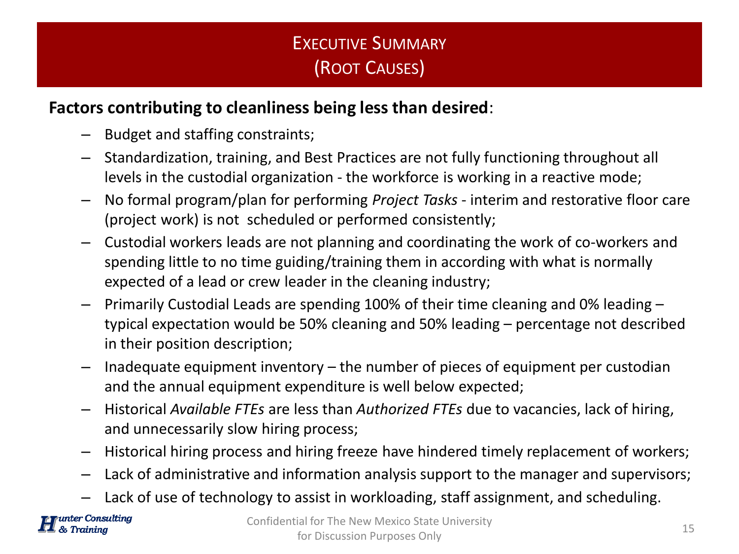# Executive Summary (Root Causes)

**Factors contributing to cleanliness being less than desired**:

- Budget and staffing constraints;
- Standardization, training, and Best Practices are not fully functioning throughout all levels in the custodial organization - the workforce is working in a reactive mode;
- No formal program/plan for performing *Project Tasks* - interim and restorative floor care (project work) is not scheduled or performed consistently;
- Custodial workers leads are not planning and coordinating the work of co-workers and spending little to no time guiding/training them in according with what is normally expected of a lead or crew leader in the cleaning industry;
- Primarily Custodial Leads are spending 100% of their time cleaning and 0% leading – typical expectation would be 50% cleaning and 50% leading – percentage not described in their position description;
- Inadequate equipment inventory – the number of pieces of equipment per custodian and the annual equipment expenditure is well below expected;
- Historical *Available FTEs* are less than *Authorized FTEs* due to vacancies, lack of hiring, and unnecessarily slow hiring process;
- Historical hiring process and hiring freeze have hindered timely replacement of workers;
- Lack of administrative and information analysis support to the manager and supervisors;
- Lack of use of technology to assist in workloading, staff assignment, and scheduling.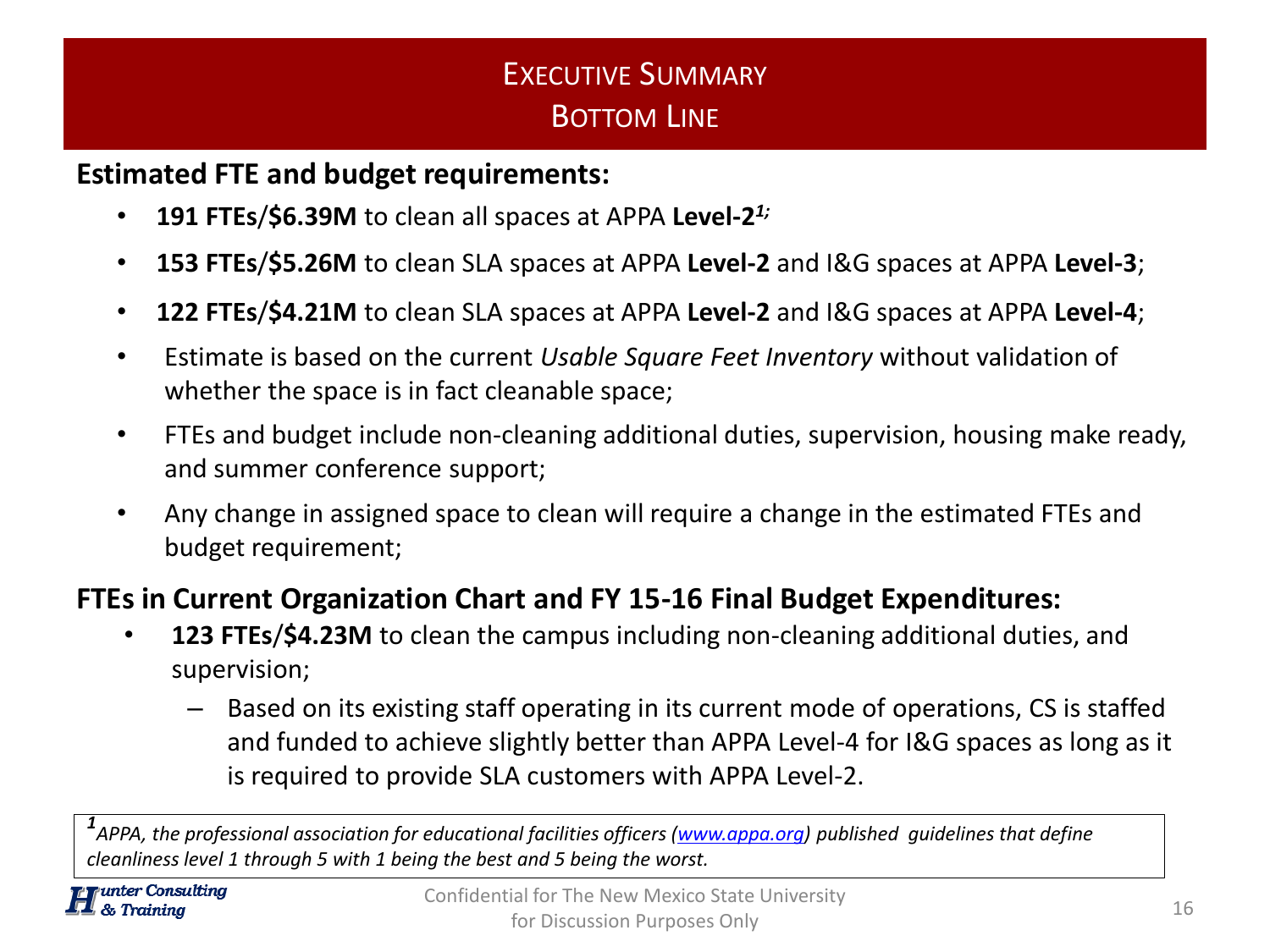# Executive Summary
## Bottom Line

**Estimated FTE and budget requirements:**

- **191 FTEs/$6.39M** to clean all spaces at APPA **Level-2**[1]**;**
- **153 FTEs/$5.26M** to clean SLA spaces at APPA **Level-2** and I&G spaces at APPA **Level-3**;
- **122 FTEs/$4.21M** to clean SLA spaces at APPA **Level-2** and I&G spaces at APPA **Level-4**;
- Estimate is based on the current *Usable Square Feet Inventory* without validation of whether the space is in fact cleanable space;
- FTEs and budget include non-cleaning additional duties, supervision, housing make ready, and summer conference support;
- Any change in assigned space to clean will require a change in the estimated FTEs and budget requirement;

**FTEs in Current Organization Chart and FY 15-16 Final Budget Expenditures:**

- **123 FTEs/$4.23M** to clean the campus including non-cleaning additional duties, and supervision;
  - Based on its existing staff operating in its current mode of operations, CS is staffed and funded to achieve slightly better than APPA Level-4 for I&G spaces as long as it is required to provide SLA customers with APPA Level-2.

[1] *APPA, the professional association for educational facilities officers (www.appa.org) published guidelines that define cleanliness level 1 through 5 with 1 being the best and 5 being the worst.*

Hunter Consulting & Training

Confidential for The New Mexico State University for Discussion Purposes Only